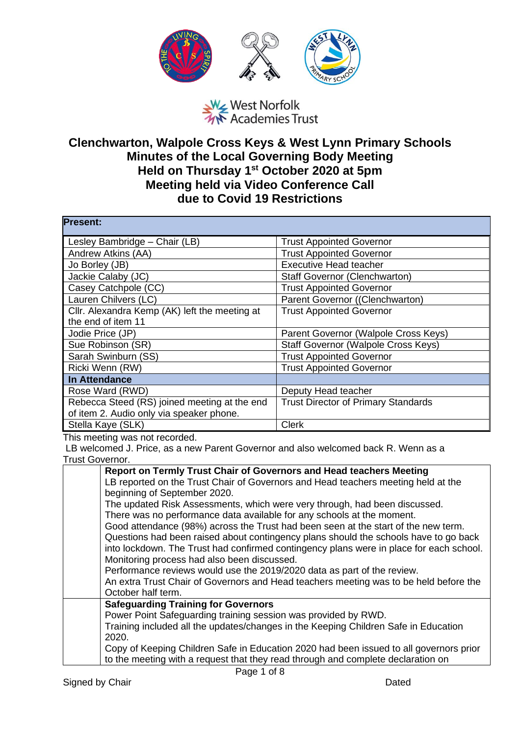West Norfolk Academies Trust

# Clenchwarton, Walpole Cross Keys & West Lynn Primary Schools
## Minutes of the Local Governing Body Meeting
## Held on Thursday 1st October 2020 at 5pm
## Meeting held via Video Conference Call
## due to Covid 19 Restrictions

| **Present:** | |
|---|---|
| Lesley Bambridge – Chair (LB) | Trust Appointed Governor |
| Andrew Atkins (AA) | Trust Appointed Governor |
| Jo Borley (JB) | Executive Head teacher |
| Jackie Calaby (JC) | Staff Governor (Clenchwarton) |
| Casey Catchpole (CC) | Trust Appointed Governor |
| Lauren Chilvers (LC) | Parent Governor ((Clenchwarton) |
| Cllr. Alexandra Kemp (AK) left the meeting at the end of item 11 | Trust Appointed Governor |
| Jodie Price (JP) | Parent Governor (Walpole Cross Keys) |
| Sue Robinson (SR) | Staff Governor (Walpole Cross Keys) |
| Sarah Swinburn (SS) | Trust Appointed Governor |
| Ricki Wenn (RW) | Trust Appointed Governor |
| **In Attendance** | |
| Rose Ward (RWD) | Deputy Head teacher |
| Rebecca Steed (RS) joined meeting at the end of item 2. Audio only via speaker phone. | Trust Director of Primary Standards |
| Stella Kaye (SLK) | Clerk |

This meeting was not recorded.

LB welcomed J. Price, as a new Parent Governor and also welcomed back R. Wenn as a Trust Governor.

| | |
|---|---|
| | **Report on Termly Trust Chair of Governors and Head teachers Meeting**<br>LB reported on the Trust Chair of Governors and Head teachers meeting held at the beginning of September 2020.<br>The updated Risk Assessments, which were very through, had been discussed.<br>There was no performance data available for any schools at the moment.<br>Good attendance (98%) across the Trust had been seen at the start of the new term.<br>Questions had been raised about contingency plans should the schools have to go back into lockdown. The Trust had confirmed contingency plans were in place for each school.<br>Monitoring process had also been discussed.<br>Performance reviews would use the 2019/2020 data as part of the review.<br>An extra Trust Chair of Governors and Head teachers meeting was to be held before the October half term. |
| | **Safeguarding Training for Governors**<br>Power Point Safeguarding training session was provided by RWD.<br>Training included all the updates/changes in the Keeping Children Safe in Education 2020.<br>Copy of Keeping Children Safe in Education 2020 had been issued to all governors prior to the meeting with a request that they read through and complete declaration on |

Signed by Chair　　　　　　　　　　　　　　Dated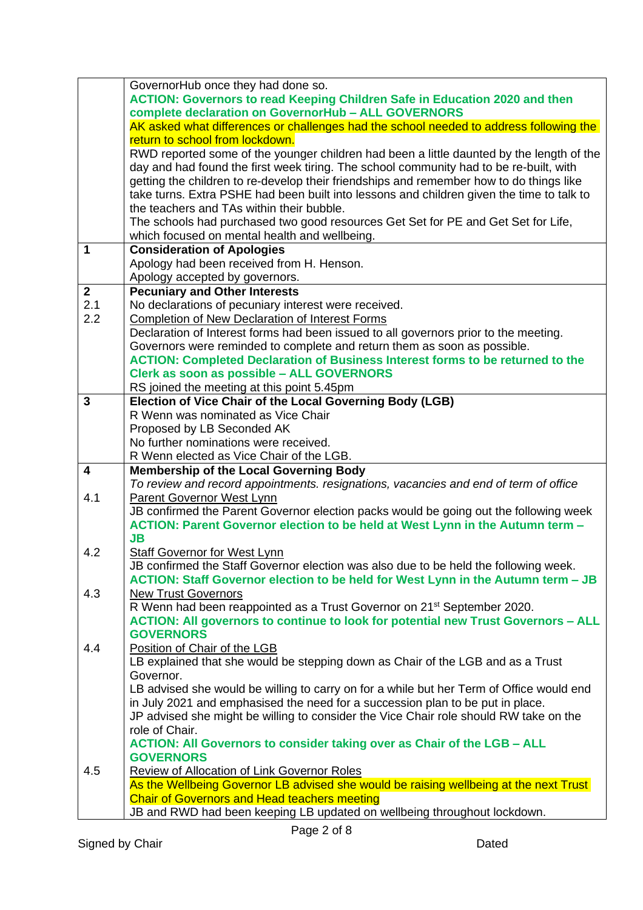| | |
|---|---|
| | GovernorHub once they had done so.<br>**ACTION: Governors to read Keeping Children Safe in Education 2020 and then complete declaration on GovernorHub – ALL GOVERNORS**<br>AK asked what differences or challenges had the school needed to address following the return to school from lockdown.<br>RWD reported some of the younger children had been a little daunted by the length of the day and had found the first week tiring. The school community had to be re-built, with getting the children to re-develop their friendships and remember how to do things like take turns. Extra PSHE had been built into lessons and children given the time to talk to the teachers and TAs within their bubble.<br>The schools had purchased two good resources Get Set for PE and Get Set for Life, which focused on mental health and wellbeing. |
| **1** | **Consideration of Apologies**<br>Apology had been received from H. Henson.<br>Apology accepted by governors. |
| **2**<br>2.1<br>2.2 | **Pecuniary and Other Interests**<br>No declarations of pecuniary interest were received.<br>Completion of New Declaration of Interest Forms<br>Declaration of Interest forms had been issued to all governors prior to the meeting. Governors were reminded to complete and return them as soon as possible.<br>**ACTION: Completed Declaration of Business Interest forms to be returned to the Clerk as soon as possible – ALL GOVERNORS**<br>RS joined the meeting at this point 5.45pm |
| **3** | **Election of Vice Chair of the Local Governing Body (LGB)**<br>R Wenn was nominated as Vice Chair<br>Proposed by LB Seconded AK<br>No further nominations were received.<br>R Wenn elected as Vice Chair of the LGB. |
| **4**<br><br>4.1<br><br><br><br>4.2<br><br><br>4.3<br><br><br><br>4.4<br><br><br><br><br><br><br><br><br>4.5 | **Membership of the Local Governing Body**<br>*To review and record appointments. resignations, vacancies and end of term of office*<br>Parent Governor West Lynn<br>JB confirmed the Parent Governor election packs would be going out the following week<br>**ACTION: Parent Governor election to be held at West Lynn in the Autumn term – JB**<br>Staff Governor for West Lynn<br>JB confirmed the Staff Governor election was also due to be held the following week.<br>**ACTION: Staff Governor election to be held for West Lynn in the Autumn term – JB**<br>New Trust Governors<br>R Wenn had been reappointed as a Trust Governor on 21st September 2020.<br>**ACTION: All governors to continue to look for potential new Trust Governors – ALL GOVERNORS**<br>Position of Chair of the LGB<br>LB explained that she would be stepping down as Chair of the LGB and as a Trust Governor.<br>LB advised she would be willing to carry on for a while but her Term of Office would end in July 2021 and emphasised the need for a succession plan to be put in place.<br>JP advised she might be willing to consider the Vice Chair role should RW take on the role of Chair.<br>**ACTION: All Governors to consider taking over as Chair of the LGB – ALL GOVERNORS**<br>Review of Allocation of Link Governor Roles<br>As the Wellbeing Governor LB advised she would be raising wellbeing at the next Trust Chair of Governors and Head teachers meeting<br>JB and RWD had been keeping LB updated on wellbeing throughout lockdown. |

Signed by Chair Dated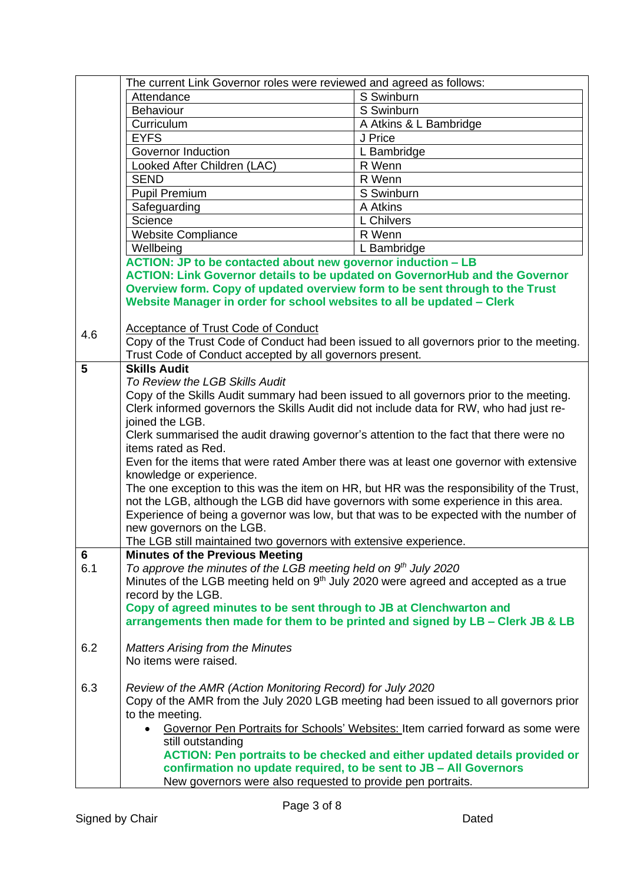The current Link Governor roles were reviewed and agreed as follows:

| Role | Governor |
|---|---|
| Attendance | S Swinburn |
| Behaviour | S Swinburn |
| Curriculum | A Atkins & L Bambridge |
| EYFS | J Price |
| Governor Induction | L Bambridge |
| Looked After Children (LAC) | R Wenn |
| SEND | R Wenn |
| Pupil Premium | S Swinburn |
| Safeguarding | A Atkins |
| Science | L Chilvers |
| Website Compliance | R Wenn |
| Wellbeing | L Bambridge |

**ACTION: JP to be contacted about new governor induction – LB**

**ACTION: Link Governor details to be updated on GovernorHub and the Governor Overview form. Copy of updated overview form to be sent through to the Trust Website Manager in order for school websites to all be updated – Clerk**

**4.6** Acceptance of Trust Code of Conduct

Copy of the Trust Code of Conduct had been issued to all governors prior to the meeting. Trust Code of Conduct accepted by all governors present.

## 5 Skills Audit

*To Review the LGB Skills Audit*

Copy of the Skills Audit summary had been issued to all governors prior to the meeting. Clerk informed governors the Skills Audit did not include data for RW, who had just re-joined the LGB.

Clerk summarised the audit drawing governor's attention to the fact that there were no items rated as Red.

Even for the items that were rated Amber there was at least one governor with extensive knowledge or experience.

The one exception to this was the item on HR, but HR was the responsibility of the Trust, not the LGB, although the LGB did have governors with some experience in this area.

Experience of being a governor was low, but that was to be expected with the number of new governors on the LGB.

The LGB still maintained two governors with extensive experience.

## 6 Minutes of the Previous Meeting

**6.1** *To approve the minutes of the LGB meeting held on 9th July 2020*

Minutes of the LGB meeting held on 9th July 2020 were agreed and accepted as a true record by the LGB.

**Copy of agreed minutes to be sent through to JB at Clenchwarton and arrangements then made for them to be printed and signed by LB – Clerk JB & LB**

**6.2** *Matters Arising from the Minutes*

No items were raised.

**6.3** *Review of the AMR (Action Monitoring Record) for July 2020*

Copy of the AMR from the July 2020 LGB meeting had been issued to all governors prior to the meeting.

- Governor Pen Portraits for Schools' Websites: Item carried forward as some were still outstanding

  **ACTION: Pen portraits to be checked and either updated details provided or confirmation no update required, to be sent to JB – All Governors**

  New governors were also requested to provide pen portraits.

Signed by Chair Dated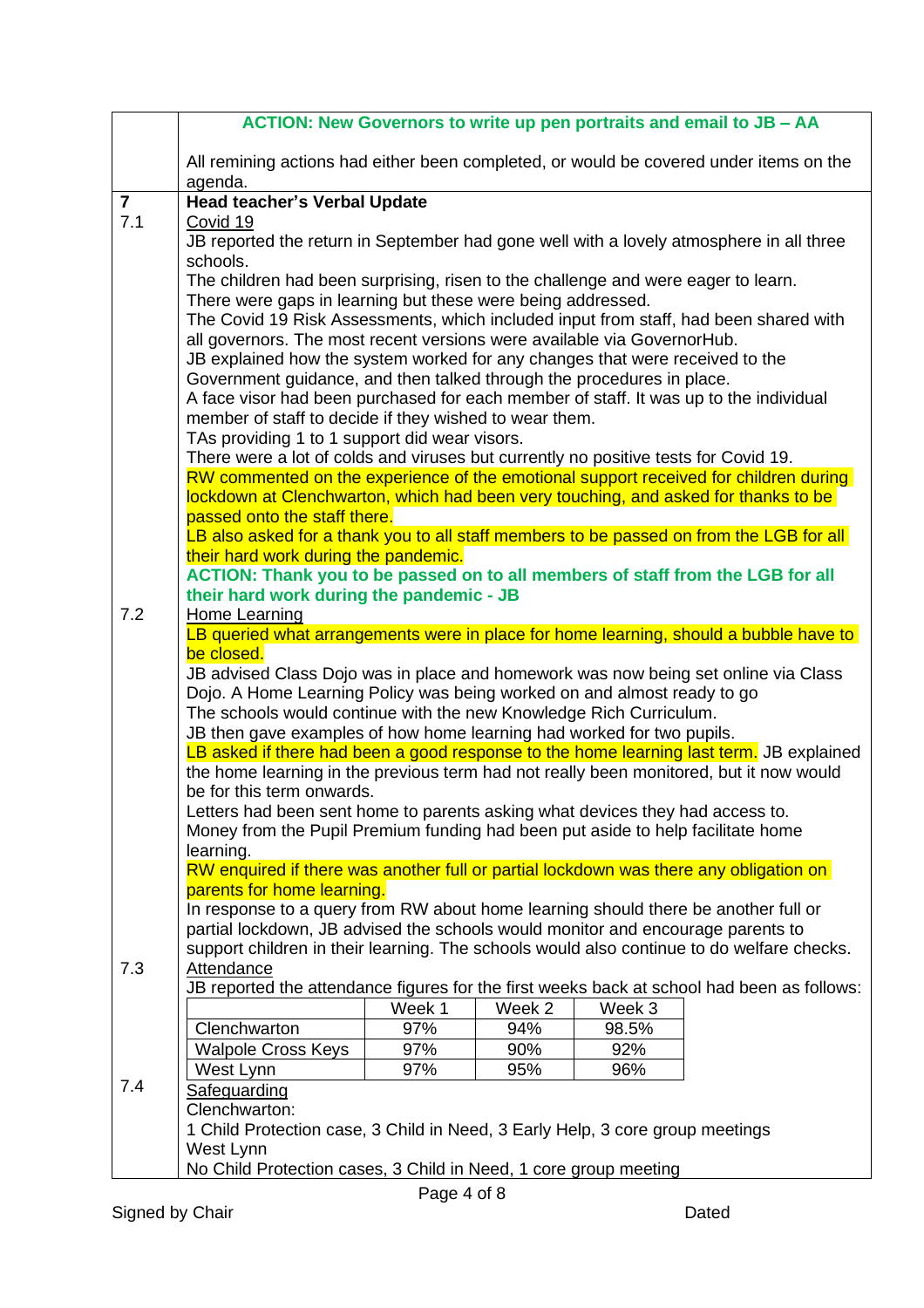**ACTION: New Governors to write up pen portraits and email to JB – AA**

All remining actions had either been completed, or would be covered under items on the agenda.

**7 Head teacher's Verbal Update**

**7.1** Covid 19

JB reported the return in September had gone well with a lovely atmosphere in all three schools.

The children had been surprising, risen to the challenge and were eager to learn.

There were gaps in learning but these were being addressed.

The Covid 19 Risk Assessments, which included input from staff, had been shared with all governors. The most recent versions were available via GovernorHub.

JB explained how the system worked for any changes that were received to the Government guidance, and then talked through the procedures in place.

A face visor had been purchased for each member of staff. It was up to the individual member of staff to decide if they wished to wear them.

TAs providing 1 to 1 support did wear visors.

There were a lot of colds and viruses but currently no positive tests for Covid 19.

RW commented on the experience of the emotional support received for children during lockdown at Clenchwarton, which had been very touching, and asked for thanks to be passed onto the staff there.

LB also asked for a thank you to all staff members to be passed on from the LGB for all their hard work during the pandemic.

**ACTION: Thank you to be passed on to all members of staff from the LGB for all their hard work during the pandemic - JB**

**7.2** Home Learning

LB queried what arrangements were in place for home learning, should a bubble have to be closed.

JB advised Class Dojo was in place and homework was now being set online via Class Dojo. A Home Learning Policy was being worked on and almost ready to go

The schools would continue with the new Knowledge Rich Curriculum.

JB then gave examples of how home learning had worked for two pupils.

LB asked if there had been a good response to the home learning last term. JB explained the home learning in the previous term had not really been monitored, but it now would be for this term onwards.

Letters had been sent home to parents asking what devices they had access to.

Money from the Pupil Premium funding had been put aside to help facilitate home learning.

RW enquired if there was another full or partial lockdown was there any obligation on parents for home learning.

In response to a query from RW about home learning should there be another full or partial lockdown, JB advised the schools would monitor and encourage parents to support children in their learning. The schools would also continue to do welfare checks.

**7.3** Attendance

JB reported the attendance figures for the first weeks back at school had been as follows:

| | Week 1 | Week 2 | Week 3 |
|---|---|---|---|
| Clenchwarton | 97% | 94% | 98.5% |
| Walpole Cross Keys | 97% | 90% | 92% |
| West Lynn | 97% | 95% | 96% |

**7.4** Safeguarding

Clenchwarton:

1 Child Protection case, 3 Child in Need, 3 Early Help, 3 core group meetings

West Lynn

No Child Protection cases, 3 Child in Need, 1 core group meeting

Signed by Chair Dated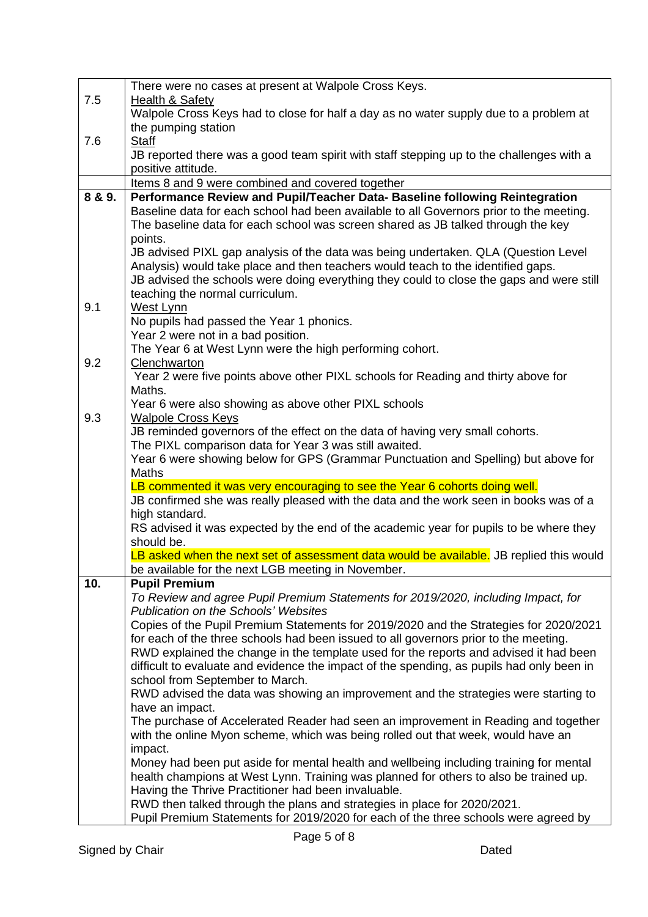|  |  |
|---|---|
|  | There were no cases at present at Walpole Cross Keys. |
| 7.5 | Health & Safety<br>Walpole Cross Keys had to close for half a day as no water supply due to a problem at the pumping station |
| 7.6 | Staff<br>JB reported there was a good team spirit with staff stepping up to the challenges with a positive attitude. |
|  | Items 8 and 9 were combined and covered together |
| **8 & 9.** | **Performance Review and Pupil/Teacher Data- Baseline following Reintegration**<br>Baseline data for each school had been available to all Governors prior to the meeting. The baseline data for each school was screen shared as JB talked through the key points.<br>JB advised PIXL gap analysis of the data was being undertaken. QLA (Question Level Analysis) would take place and then teachers would teach to the identified gaps.<br>JB advised the schools were doing everything they could to close the gaps and were still teaching the normal curriculum. |
| 9.1 | West Lynn<br>No pupils had passed the Year 1 phonics.<br>Year 2 were not in a bad position.<br>The Year 6 at West Lynn were the high performing cohort. |
| 9.2 | Clenchwarton<br>Year 2 were five points above other PIXL schools for Reading and thirty above for Maths.<br>Year 6 were also showing as above other PIXL schools |
| 9.3 | Walpole Cross Keys<br>JB reminded governors of the effect on the data of having very small cohorts.<br>The PIXL comparison data for Year 3 was still awaited.<br>Year 6 were showing below for GPS (Grammar Punctuation and Spelling) but above for Maths<br>LB commented it was very encouraging to see the Year 6 cohorts doing well.<br>JB confirmed she was really pleased with the data and the work seen in books was of a high standard.<br>RS advised it was expected by the end of the academic year for pupils to be where they should be.<br>LB asked when the next set of assessment data would be available. JB replied this would be available for the next LGB meeting in November. |
| **10.** | **Pupil Premium**<br>*To Review and agree Pupil Premium Statements for 2019/2020, including Impact, for Publication on the Schools' Websites*<br>Copies of the Pupil Premium Statements for 2019/2020 and the Strategies for 2020/2021 for each of the three schools had been issued to all governors prior to the meeting.<br>RWD explained the change in the template used for the reports and advised it had been difficult to evaluate and evidence the impact of the spending, as pupils had only been in school from September to March.<br>RWD advised the data was showing an improvement and the strategies were starting to have an impact.<br>The purchase of Accelerated Reader had seen an improvement in Reading and together with the online Myon scheme, which was being rolled out that week, would have an impact.<br>Money had been put aside for mental health and wellbeing including training for mental health champions at West Lynn. Training was planned for others to also be trained up.<br>Having the Thrive Practitioner had been invaluable.<br>RWD then talked through the plans and strategies in place for 2020/2021.<br>Pupil Premium Statements for 2019/2020 for each of the three schools were agreed by |

Signed by Chair Dated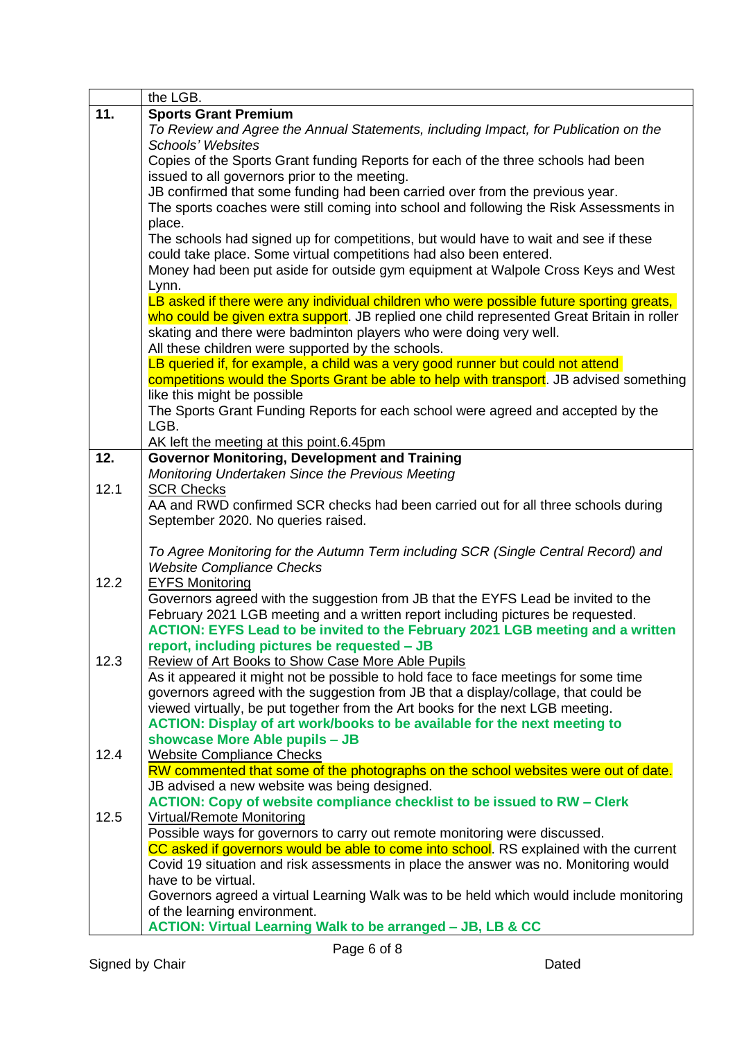| | |
|---|---|
| | the LGB. |
| **11.** | **Sports Grant Premium**<br>*To Review and Agree the Annual Statements, including Impact, for Publication on the Schools' Websites*<br>Copies of the Sports Grant funding Reports for each of the three schools had been issued to all governors prior to the meeting.<br>JB confirmed that some funding had been carried over from the previous year.<br>The sports coaches were still coming into school and following the Risk Assessments in place.<br>The schools had signed up for competitions, but would have to wait and see if these could take place. Some virtual competitions had also been entered.<br>Money had been put aside for outside gym equipment at Walpole Cross Keys and West Lynn.<br>LB asked if there were any individual children who were possible future sporting greats, who could be given extra support. JB replied one child represented Great Britain in roller skating and there were badminton players who were doing very well.<br>All these children were supported by the schools.<br>LB queried if, for example, a child was a very good runner but could not attend competitions would the Sports Grant be able to help with transport. JB advised something like this might be possible<br>The Sports Grant Funding Reports for each school were agreed and accepted by the LGB.<br>AK left the meeting at this point.6.45pm |
| **12.** | **Governor Monitoring, Development and Training**<br>*Monitoring Undertaken Since the Previous Meeting* |
| 12.1 | SCR Checks<br>AA and RWD confirmed SCR checks had been carried out for all three schools during September 2020. No queries raised.<br><br>*To Agree Monitoring for the Autumn Term including SCR (Single Central Record) and Website Compliance Checks* |
| 12.2 | EYFS Monitoring<br>Governors agreed with the suggestion from JB that the EYFS Lead be invited to the February 2021 LGB meeting and a written report including pictures be requested.<br>**ACTION: EYFS Lead to be invited to the February 2021 LGB meeting and a written report, including pictures be requested – JB** |
| 12.3 | Review of Art Books to Show Case More Able Pupils<br>As it appeared it might not be possible to hold face to face meetings for some time governors agreed with the suggestion from JB that a display/collage, that could be viewed virtually, be put together from the Art books for the next LGB meeting.<br>**ACTION: Display of art work/books to be available for the next meeting to showcase More Able pupils – JB** |
| 12.4 | Website Compliance Checks<br>RW commented that some of the photographs on the school websites were out of date. JB advised a new website was being designed.<br>**ACTION: Copy of website compliance checklist to be issued to RW – Clerk** |
| 12.5 | Virtual/Remote Monitoring<br>Possible ways for governors to carry out remote monitoring were discussed.<br>CC asked if governors would be able to come into school. RS explained with the current Covid 19 situation and risk assessments in place the answer was no. Monitoring would have to be virtual.<br>Governors agreed a virtual Learning Walk was to be held which would include monitoring of the learning environment.<br>**ACTION: Virtual Learning Walk to be arranged – JB, LB & CC** |

Signed by Chair Dated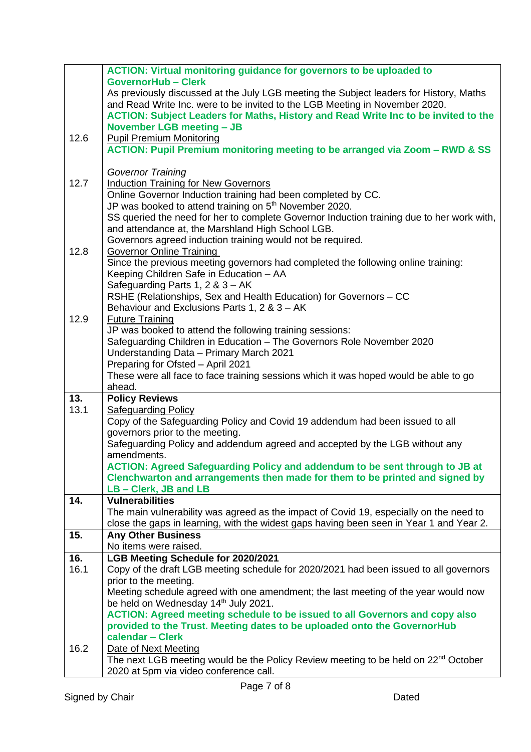| | |
|---|---|
| | **ACTION: Virtual monitoring guidance for governors to be uploaded to GovernorHub – Clerk**<br>As previously discussed at the July LGB meeting the Subject leaders for History, Maths and Read Write Inc. were to be invited to the LGB Meeting in November 2020.<br>**ACTION: Subject Leaders for Maths, History and Read Write Inc to be invited to the November LGB meeting – JB** |
| 12.6 | Pupil Premium Monitoring<br>**ACTION: Pupil Premium monitoring meeting to be arranged via Zoom – RWD & SS** |
| | *Governor Training* |
| 12.7 | Induction Training for New Governors<br>Online Governor Induction training had been completed by CC.<br>JP was booked to attend training on 5th November 2020.<br>SS queried the need for her to complete Governor Induction training due to her work with, and attendance at, the Marshland High School LGB.<br>Governors agreed induction training would not be required. |
| 12.8 | Governor Online Training<br>Since the previous meeting governors had completed the following online training:<br>Keeping Children Safe in Education – AA<br>Safeguarding Parts 1, 2 & 3 – AK<br>RSHE (Relationships, Sex and Health Education) for Governors – CC<br>Behaviour and Exclusions Parts 1, 2 & 3 – AK |
| 12.9 | Future Training<br>JP was booked to attend the following training sessions:<br>Safeguarding Children in Education – The Governors Role November 2020<br>Understanding Data – Primary March 2021<br>Preparing for Ofsted – April 2021<br>These were all face to face training sessions which it was hoped would be able to go ahead. |
| **13.** | **Policy Reviews** |
| 13.1 | Safeguarding Policy<br>Copy of the Safeguarding Policy and Covid 19 addendum had been issued to all governors prior to the meeting.<br>Safeguarding Policy and addendum agreed and accepted by the LGB without any amendments.<br>**ACTION: Agreed Safeguarding Policy and addendum to be sent through to JB at Clenchwarton and arrangements then made for them to be printed and signed by LB – Clerk, JB and LB** |
| **14.** | **Vulnerabilities**<br>The main vulnerability was agreed as the impact of Covid 19, especially on the need to close the gaps in learning, with the widest gaps having been seen in Year 1 and Year 2. |
| **15.** | **Any Other Business**<br>No items were raised. |
| **16.** | **LGB Meeting Schedule for 2020/2021** |
| 16.1 | Copy of the draft LGB meeting schedule for 2020/2021 had been issued to all governors prior to the meeting.<br>Meeting schedule agreed with one amendment; the last meeting of the year would now be held on Wednesday 14th July 2021.<br>**ACTION: Agreed meeting schedule to be issued to all Governors and copy also provided to the Trust. Meeting dates to be uploaded onto the GovernorHub calendar – Clerk** |
| 16.2 | Date of Next Meeting<br>The next LGB meeting would be the Policy Review meeting to be held on 22nd October 2020 at 5pm via video conference call. |

Signed by Chair                                                                 Dated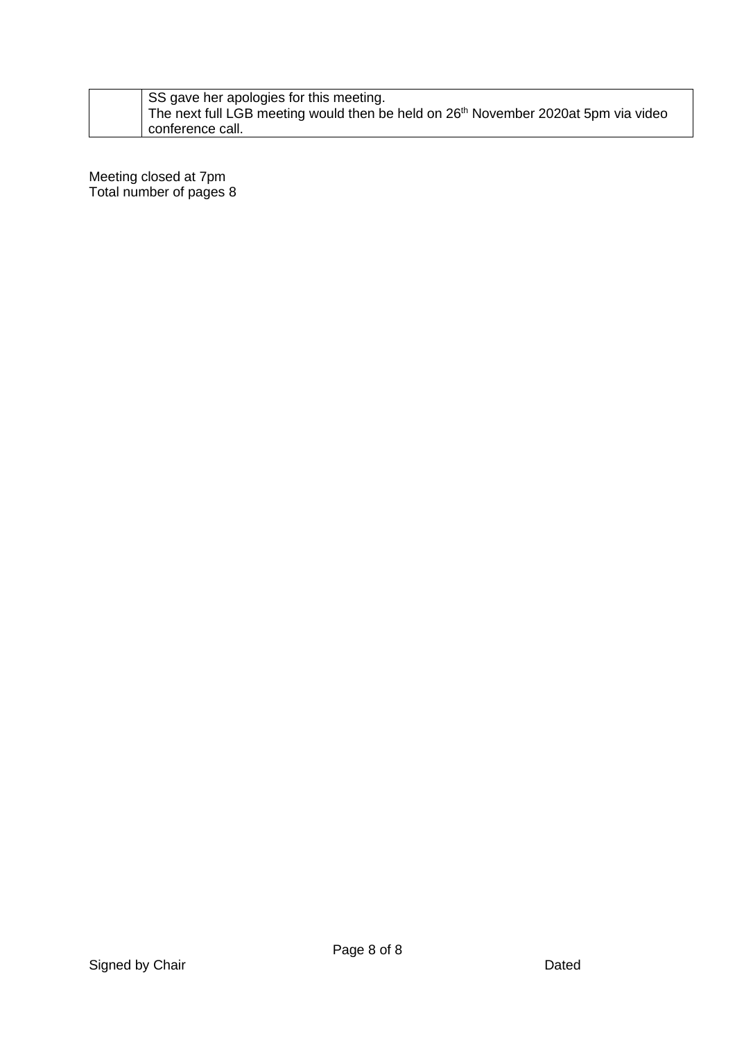| | |
|---|---|
| | SS gave her apologies for this meeting.<br>The next full LGB meeting would then be held on 26th November 2020at 5pm via video conference call. |

Meeting closed at 7pm
Total number of pages 8

Signed by Chair Dated